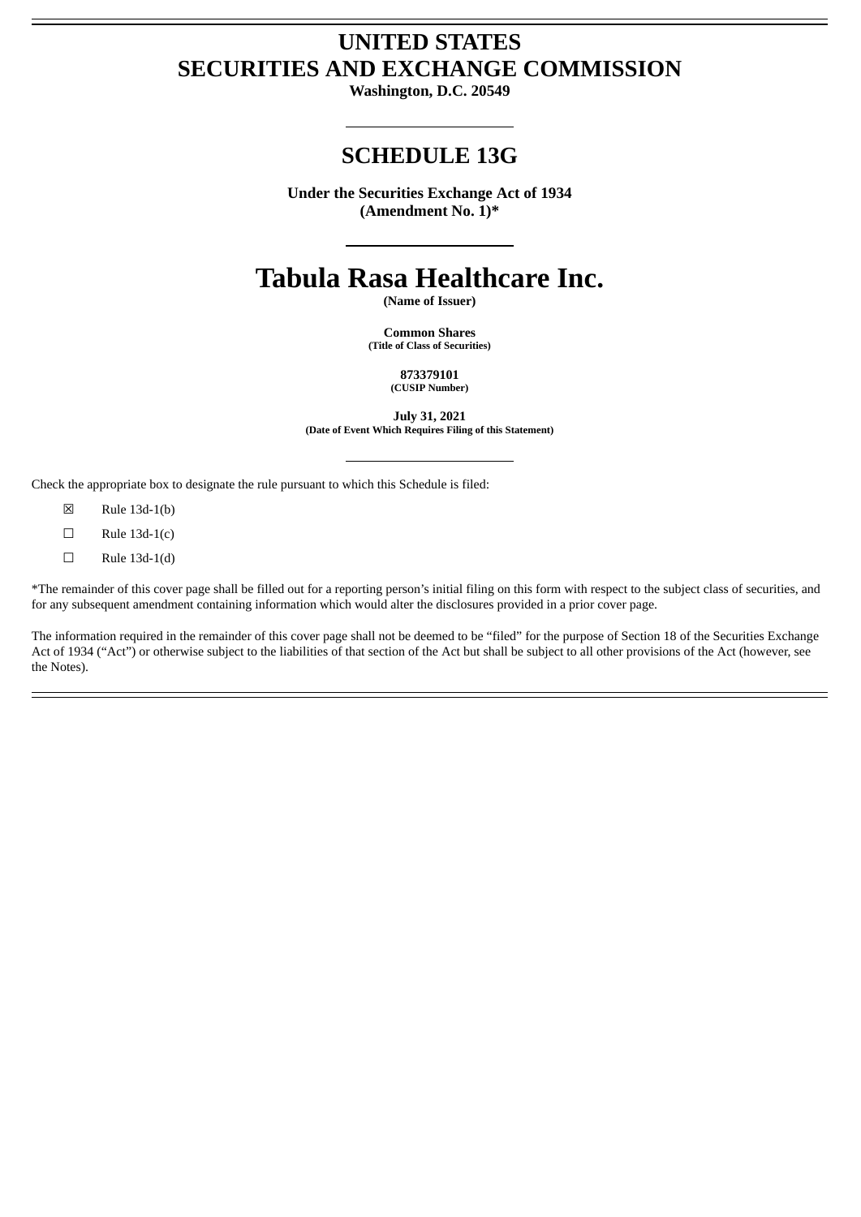# UNITED STATES
# SECURITIES AND EXCHANGE COMMISSION

**Washington, D.C. 20549**

---

## SCHEDULE 13G

**Under the Securities Exchange Act of 1934**
**(Amendment No. 1)***

---

# Tabula Rasa Healthcare Inc.

**(Name of Issuer)**

**Common Shares**
**(Title of Class of Securities)**

**873379101**
**(CUSIP Number)**

**July 31, 2021**
**(Date of Event Which Requires Filing of this Statement)**

---

Check the appropriate box to designate the rule pursuant to which this Schedule is filed:

☒ Rule 13d-1(b)

☐ Rule 13d-1(c)

☐ Rule 13d-1(d)

*The remainder of this cover page shall be filled out for a reporting person's initial filing on this form with respect to the subject class of securities, and for any subsequent amendment containing information which would alter the disclosures provided in a prior cover page.

The information required in the remainder of this cover page shall not be deemed to be "filed" for the purpose of Section 18 of the Securities Exchange Act of 1934 ("Act") or otherwise subject to the liabilities of that section of the Act but shall be subject to all other provisions of the Act (however, see the Notes).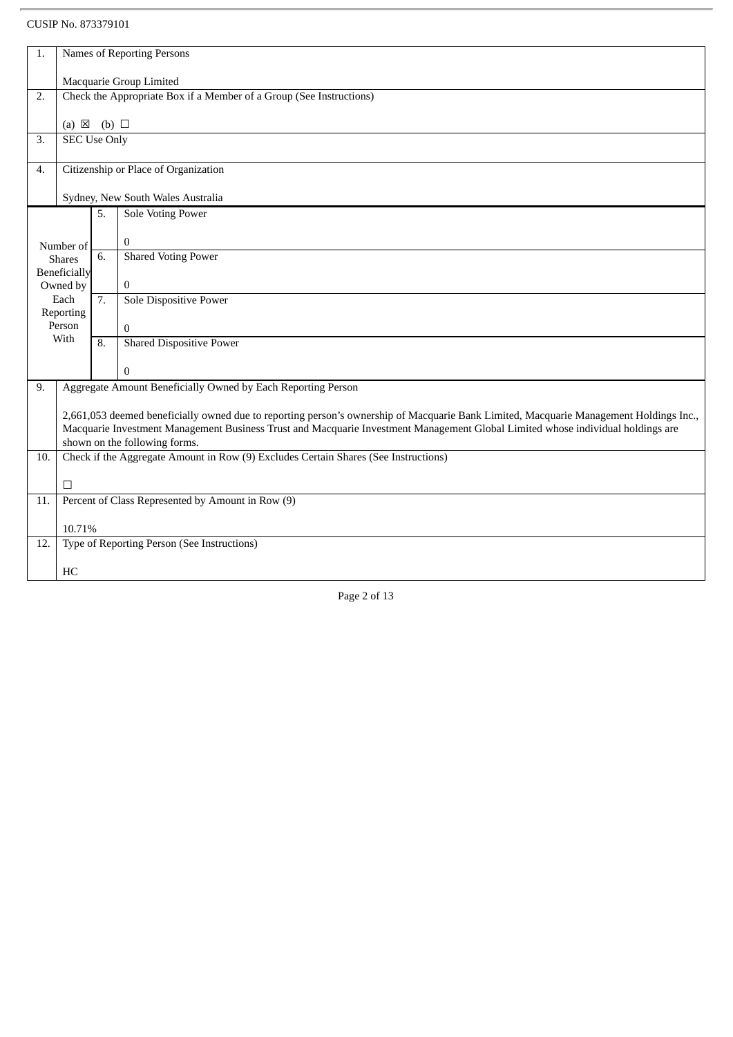CUSIP No. 873379101

| | | | |
|---|---|---|---|
| 1. | Names of Reporting Persons<br><br>Macquarie Group Limited | | |
| 2. | Check the Appropriate Box if a Member of a Group (See Instructions)<br><br>(a) ☒ (b) ☐ | | |
| 3. | SEC Use Only | | |
| 4. | Citizenship or Place of Organization<br><br>Sydney, New South Wales Australia | | |
| Number of Shares Beneficially Owned by Each Reporting Person With | 5. | Sole Voting Power<br><br>0 | |
| | 6. | Shared Voting Power<br><br>0 | |
| | 7. | Sole Dispositive Power<br><br>0 | |
| | 8. | Shared Dispositive Power<br><br>0 | |
| 9. | Aggregate Amount Beneficially Owned by Each Reporting Person<br><br>2,661,053 deemed beneficially owned due to reporting person's ownership of Macquarie Bank Limited, Macquarie Management Holdings Inc., Macquarie Investment Management Business Trust and Macquarie Investment Management Global Limited whose individual holdings are shown on the following forms. | | |
| 10. | Check if the Aggregate Amount in Row (9) Excludes Certain Shares (See Instructions)<br><br>☐ | | |
| 11. | Percent of Class Represented by Amount in Row (9)<br><br>10.71% | | |
| 12. | Type of Reporting Person (See Instructions)<br><br>HC | | |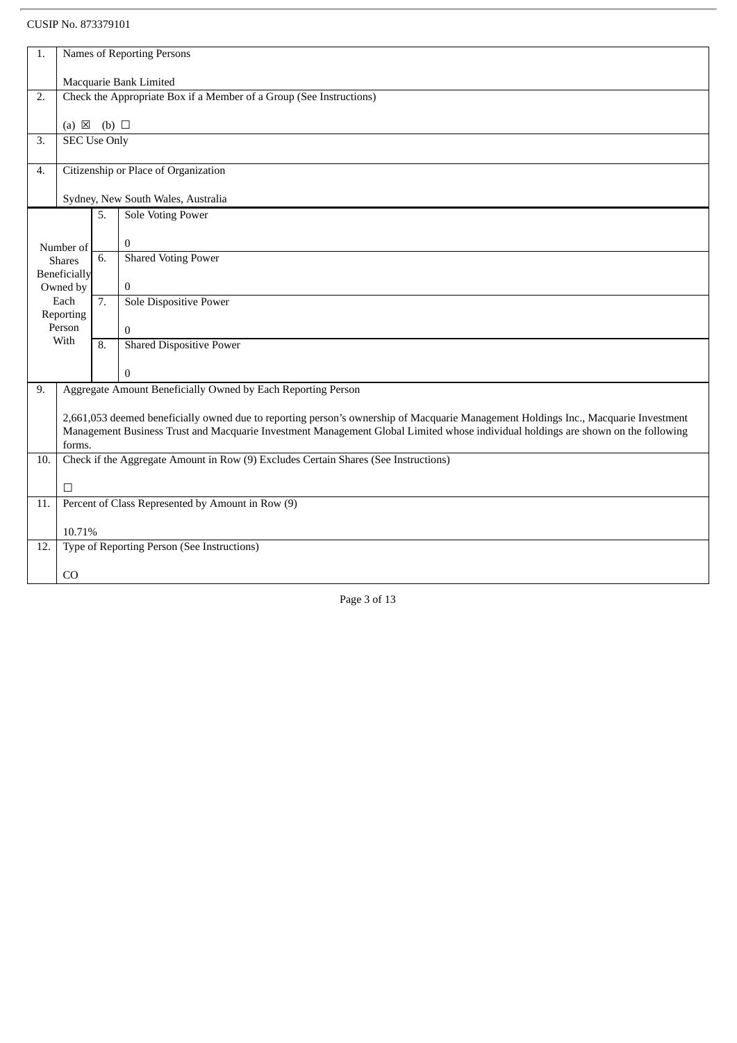CUSIP No. 873379101

| | | | |
|---|---|---|---|
| 1. | Names of Reporting Persons<br><br>Macquarie Bank Limited | | |
| 2. | Check the Appropriate Box if a Member of a Group (See Instructions)<br><br>(a) ☒ (b) ☐ | | |
| 3. | SEC Use Only | | |
| 4. | Citizenship or Place of Organization<br><br>Sydney, New South Wales, Australia | | |
| Number of Shares Beneficially Owned by Each Reporting Person With | 5. | Sole Voting Power<br><br>0 | |
| | 6. | Shared Voting Power<br><br>0 | |
| | 7. | Sole Dispositive Power<br><br>0 | |
| | 8. | Shared Dispositive Power<br><br>0 | |
| 9. | Aggregate Amount Beneficially Owned by Each Reporting Person<br><br>2,661,053 deemed beneficially owned due to reporting person's ownership of Macquarie Management Holdings Inc., Macquarie Investment Management Business Trust and Macquarie Investment Management Global Limited whose individual holdings are shown on the following forms. | | |
| 10. | Check if the Aggregate Amount in Row (9) Excludes Certain Shares (See Instructions)<br><br>☐ | | |
| 11. | Percent of Class Represented by Amount in Row (9)<br><br>10.71% | | |
| 12. | Type of Reporting Person (See Instructions)<br><br>CO | | |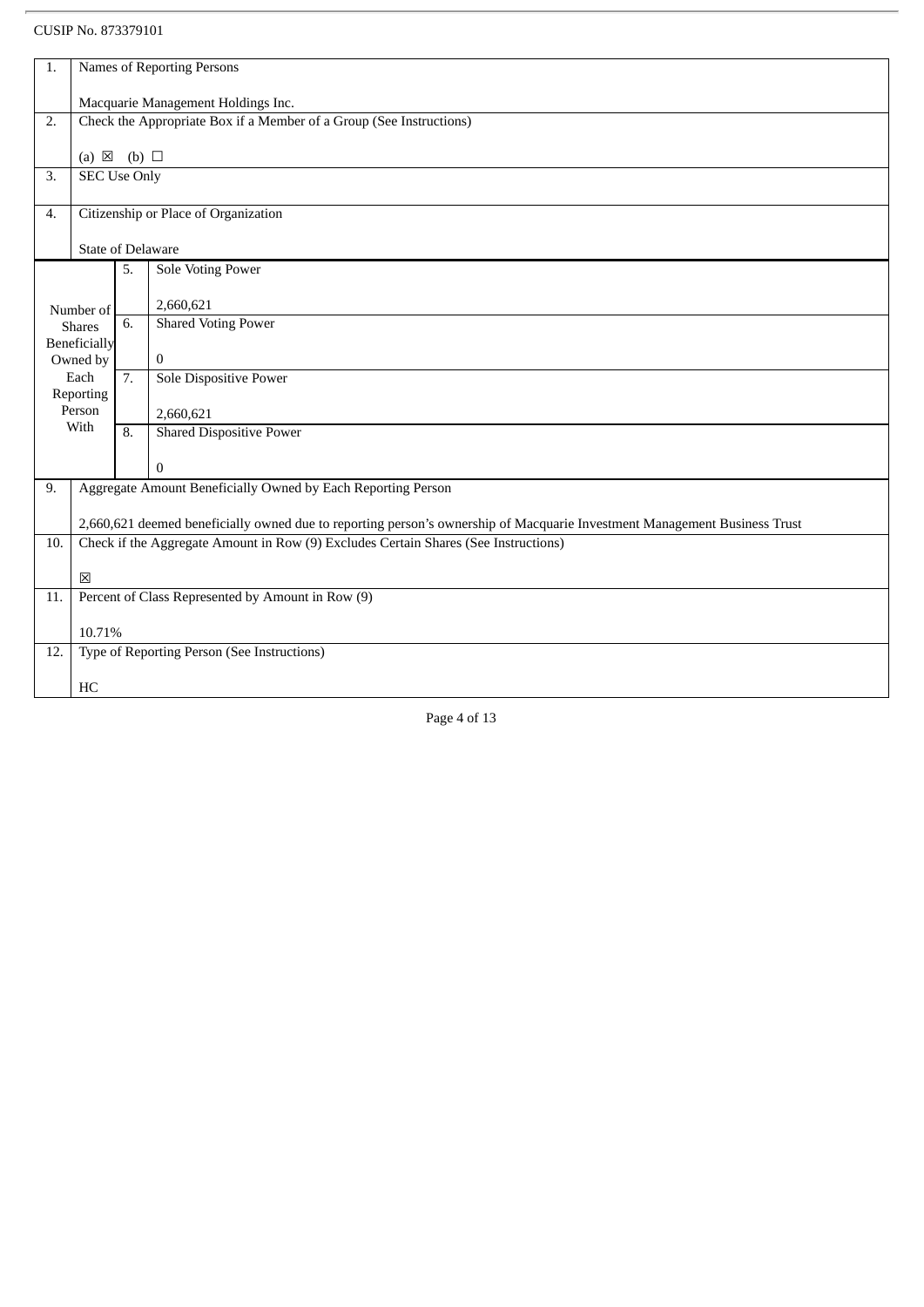CUSIP No. 873379101

| 1. | Names of Reporting Persons<br><br>Macquarie Management Holdings Inc. | |
|---|---|---|
| 2. | Check the Appropriate Box if a Member of a Group (See Instructions)<br><br>(a) ☒ (b) ☐ | |
| 3. | SEC Use Only | |
| 4. | Citizenship or Place of Organization<br><br>State of Delaware | |
| Number of Shares Beneficially Owned by Each Reporting Person With | 5. | Sole Voting Power<br><br>2,660,621 |
| | 6. | Shared Voting Power<br><br>0 |
| | 7. | Sole Dispositive Power<br><br>2,660,621 |
| | 8. | Shared Dispositive Power<br><br>0 |
| 9. | Aggregate Amount Beneficially Owned by Each Reporting Person<br><br>2,660,621 deemed beneficially owned due to reporting person's ownership of Macquarie Investment Management Business Trust | |
| 10. | Check if the Aggregate Amount in Row (9) Excludes Certain Shares (See Instructions)<br><br>☒ | |
| 11. | Percent of Class Represented by Amount in Row (9)<br><br>10.71% | |
| 12. | Type of Reporting Person (See Instructions)<br><br>HC | |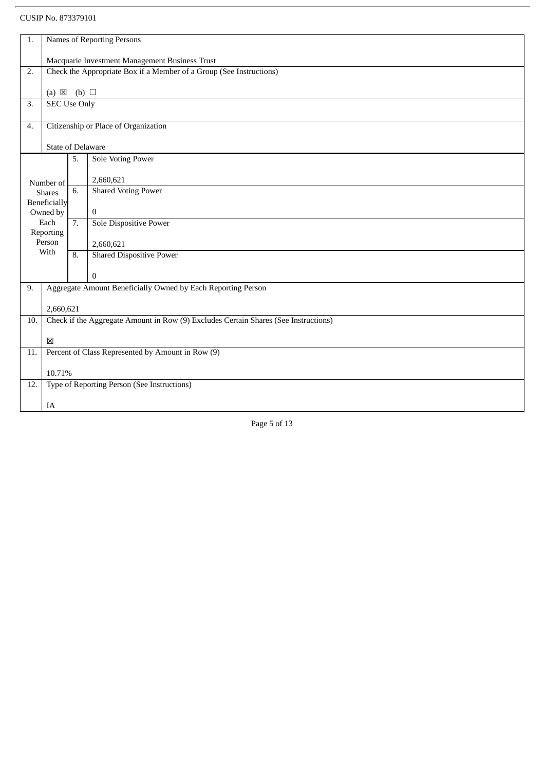CUSIP No. 873379101

| 1. | Names of Reporting Persons<br><br>Macquarie Investment Management Business Trust | | |
|---|---|---|---|
| 2. | Check the Appropriate Box if a Member of a Group (See Instructions)<br><br>(a) ☒ (b) ☐ | | |
| 3. | SEC Use Only | | |
| 4. | Citizenship or Place of Organization<br><br>State of Delaware | | |
| Number of Shares Beneficially Owned by Each Reporting Person With | | 5. | Sole Voting Power<br><br>2,660,621 |
| | | 6. | Shared Voting Power<br><br>0 |
| | | 7. | Sole Dispositive Power<br><br>2,660,621 |
| | | 8. | Shared Dispositive Power<br><br>0 |
| 9. | Aggregate Amount Beneficially Owned by Each Reporting Person<br><br>2,660,621 | | |
| 10. | Check if the Aggregate Amount in Row (9) Excludes Certain Shares (See Instructions)<br><br>☒ | | |
| 11. | Percent of Class Represented by Amount in Row (9)<br><br>10.71% | | |
| 12. | Type of Reporting Person (See Instructions)<br><br>IA | | |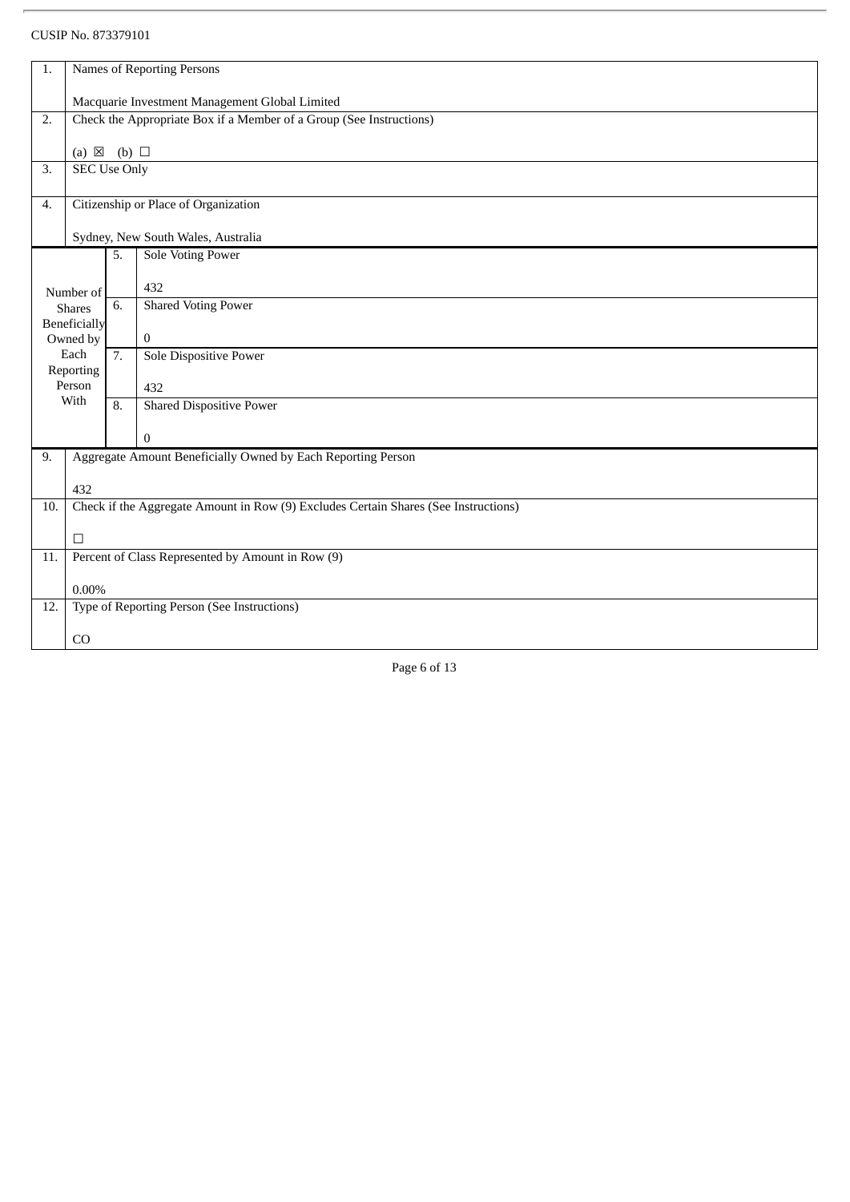CUSIP No. 873379101

| 1. | Names of Reporting Persons<br><br>Macquarie Investment Management Global Limited | |
|---|---|---|
| 2. | Check the Appropriate Box if a Member of a Group (See Instructions)<br><br>(a) ☒ (b) ☐ | |
| 3. | SEC Use Only | |
| 4. | Citizenship or Place of Organization<br><br>Sydney, New South Wales, Australia | |
| Number of Shares Beneficially Owned by Each Reporting Person With | 5. | Sole Voting Power<br><br>432 |
| | 6. | Shared Voting Power<br><br>0 |
| | 7. | Sole Dispositive Power<br><br>432 |
| | 8. | Shared Dispositive Power<br><br>0 |
| 9. | Aggregate Amount Beneficially Owned by Each Reporting Person<br><br>432 | |
| 10. | Check if the Aggregate Amount in Row (9) Excludes Certain Shares (See Instructions)<br><br>☐ | |
| 11. | Percent of Class Represented by Amount in Row (9)<br><br>0.00% | |
| 12. | Type of Reporting Person (See Instructions)<br><br>CO | |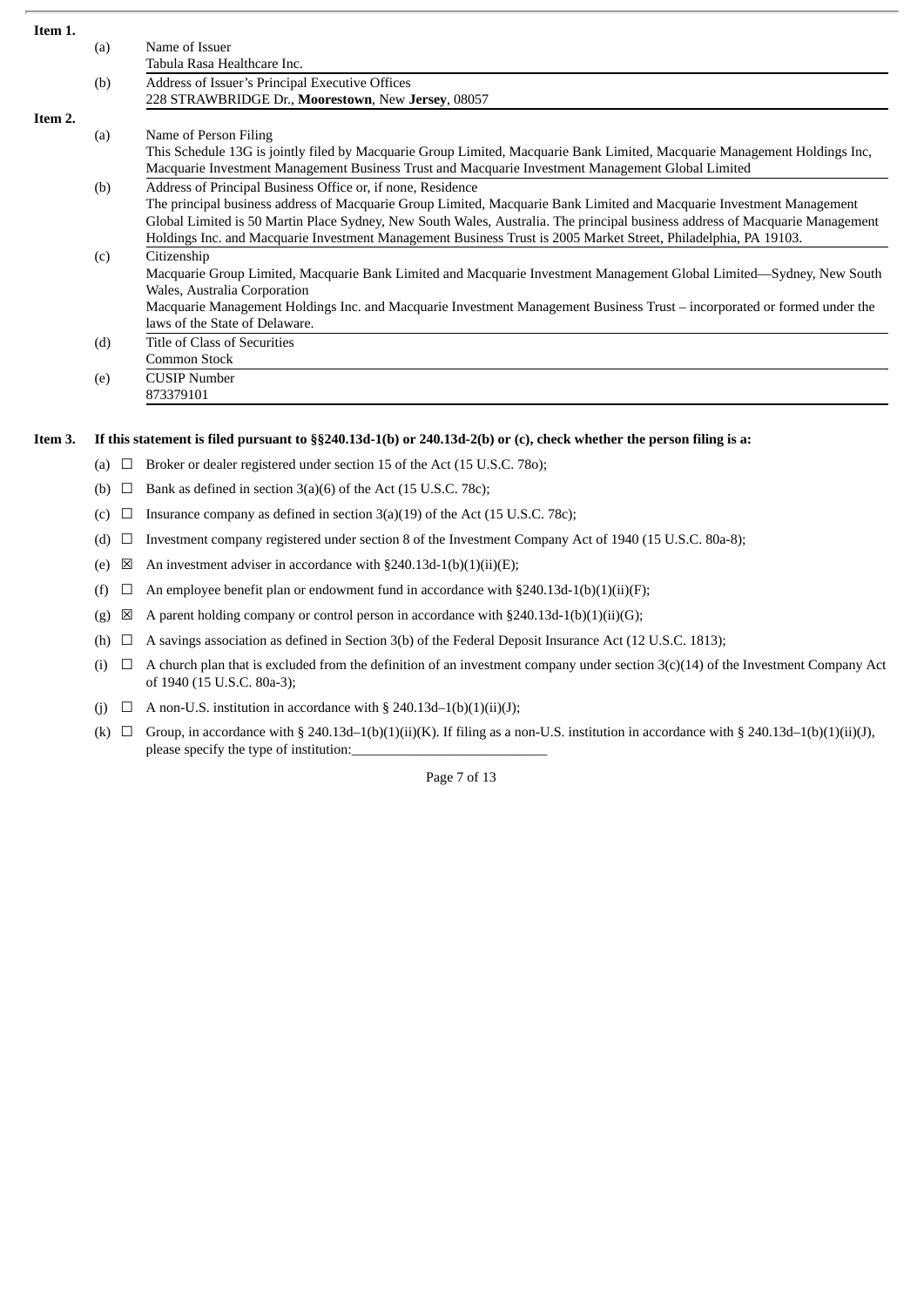**Item 1.**

(a) Name of Issuer
Tabula Rasa Healthcare Inc.

(b) Address of Issuer's Principal Executive Offices
228 STRAWBRIDGE Dr., **Moorestown**, New **Jersey**, 08057

**Item 2.**

(a) Name of Person Filing
This Schedule 13G is jointly filed by Macquarie Group Limited, Macquarie Bank Limited, Macquarie Management Holdings Inc, Macquarie Investment Management Business Trust and Macquarie Investment Management Global Limited

(b) Address of Principal Business Office or, if none, Residence
The principal business address of Macquarie Group Limited, Macquarie Bank Limited and Macquarie Investment Management Global Limited is 50 Martin Place Sydney, New South Wales, Australia. The principal business address of Macquarie Management Holdings Inc. and Macquarie Investment Management Business Trust is 2005 Market Street, Philadelphia, PA 19103.

(c) Citizenship
Macquarie Group Limited, Macquarie Bank Limited and Macquarie Investment Management Global Limited—Sydney, New South Wales, Australia Corporation
Macquarie Management Holdings Inc. and Macquarie Investment Management Business Trust – incorporated or formed under the laws of the State of Delaware.

(d) Title of Class of Securities
Common Stock

(e) CUSIP Number
873379101

**Item 3. If this statement is filed pursuant to §§240.13d-1(b) or 240.13d-2(b) or (c), check whether the person filing is a:**

(a) ☐ Broker or dealer registered under section 15 of the Act (15 U.S.C. 78o);

(b) ☐ Bank as defined in section 3(a)(6) of the Act (15 U.S.C. 78c);

(c) ☐ Insurance company as defined in section 3(a)(19) of the Act (15 U.S.C. 78c);

(d) ☐ Investment company registered under section 8 of the Investment Company Act of 1940 (15 U.S.C. 80a-8);

(e) ☒ An investment adviser in accordance with §240.13d-1(b)(1)(ii)(E);

(f) ☐ An employee benefit plan or endowment fund in accordance with §240.13d-1(b)(1)(ii)(F);

(g) ☒ A parent holding company or control person in accordance with §240.13d-1(b)(1)(ii)(G);

(h) ☐ A savings association as defined in Section 3(b) of the Federal Deposit Insurance Act (12 U.S.C. 1813);

(i) ☐ A church plan that is excluded from the definition of an investment company under section 3(c)(14) of the Investment Company Act of 1940 (15 U.S.C. 80a-3);

(j) ☐ A non-U.S. institution in accordance with § 240.13d–1(b)(1)(ii)(J);

(k) ☐ Group, in accordance with § 240.13d–1(b)(1)(ii)(K). If filing as a non-U.S. institution in accordance with § 240.13d–1(b)(1)(ii)(J), please specify the type of institution:\_\_\_\_\_\_\_\_\_\_\_\_\_\_\_\_\_\_\_\_\_\_\_\_\_\_\_\_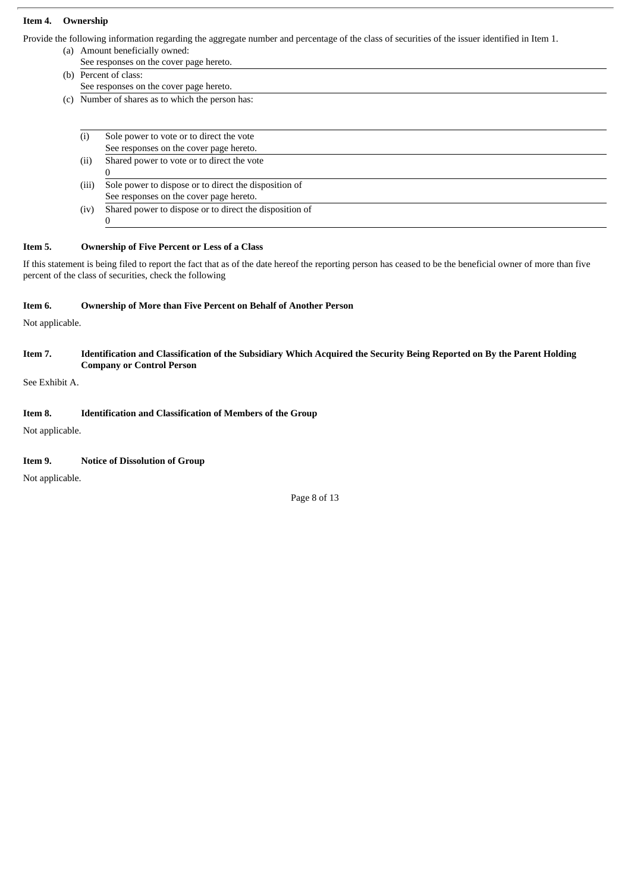**Item 4. Ownership**

Provide the following information regarding the aggregate number and percentage of the class of securities of the issuer identified in Item 1.

(a) Amount beneficially owned:
See responses on the cover page hereto.

(b) Percent of class:
See responses on the cover page hereto.

(c) Number of shares as to which the person has:

| | |
|---|---|
| (i) | Sole power to vote or to direct the vote<br>See responses on the cover page hereto. |
| (ii) | Shared power to vote or to direct the vote<br>0 |
| (iii) | Sole power to dispose or to direct the disposition of<br>See responses on the cover page hereto. |
| (iv) | Shared power to dispose or to direct the disposition of<br>0 |

**Item 5. Ownership of Five Percent or Less of a Class**

If this statement is being filed to report the fact that as of the date hereof the reporting person has ceased to be the beneficial owner of more than five percent of the class of securities, check the following

**Item 6. Ownership of More than Five Percent on Behalf of Another Person**

Not applicable.

**Item 7. Identification and Classification of the Subsidiary Which Acquired the Security Being Reported on By the Parent Holding Company or Control Person**

See Exhibit A.

**Item 8. Identification and Classification of Members of the Group**

Not applicable.

**Item 9. Notice of Dissolution of Group**

Not applicable.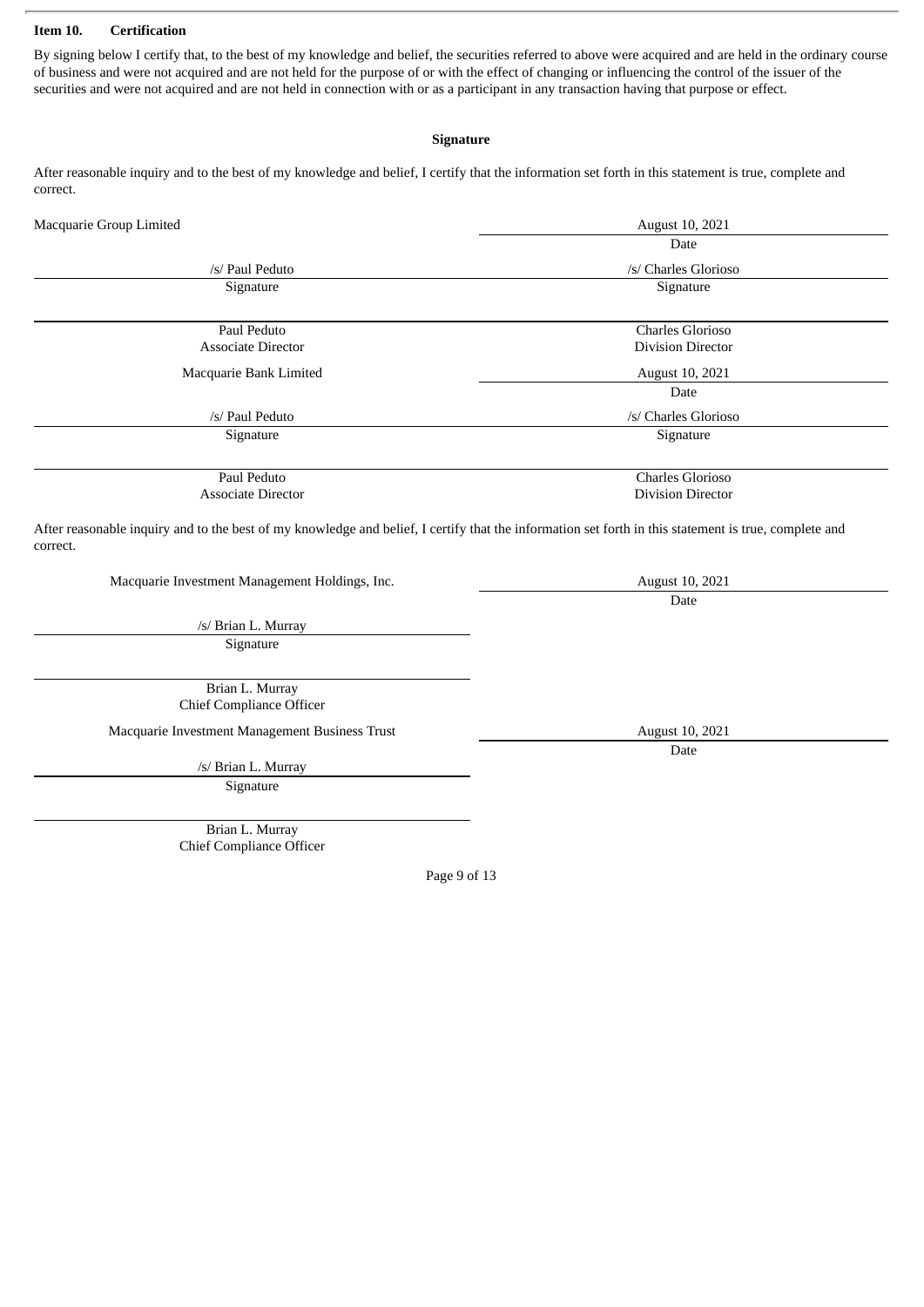**Item 10. Certification**

By signing below I certify that, to the best of my knowledge and belief, the securities referred to above were acquired and are held in the ordinary course of business and were not acquired and are not held for the purpose of or with the effect of changing or influencing the control of the issuer of the securities and were not acquired and are not held in connection with or as a participant in any transaction having that purpose or effect.

**Signature**

After reasonable inquiry and to the best of my knowledge and belief, I certify that the information set forth in this statement is true, complete and correct.

| Macquarie Group Limited | August 10, 2021 |
|---|---|
| | Date |
| /s/ Paul Peduto | /s/ Charles Glorioso |
| Signature | Signature |
| Paul Peduto | Charles Glorioso |
| Associate Director | Division Director |
| Macquarie Bank Limited | August 10, 2021 |
| | Date |
| /s/ Paul Peduto | /s/ Charles Glorioso |
| Signature | Signature |
| Paul Peduto | Charles Glorioso |
| Associate Director | Division Director |

After reasonable inquiry and to the best of my knowledge and belief, I certify that the information set forth in this statement is true, complete and correct.

| Macquarie Investment Management Holdings, Inc. | August 10, 2021 |
|---|---|
| | Date |
| /s/ Brian L. Murray | |
| Signature | |
| Brian L. Murray | |
| Chief Compliance Officer | |
| Macquarie Investment Management Business Trust | August 10, 2021 |
| | Date |
| /s/ Brian L. Murray | |
| Signature | |
| Brian L. Murray | |
| Chief Compliance Officer | |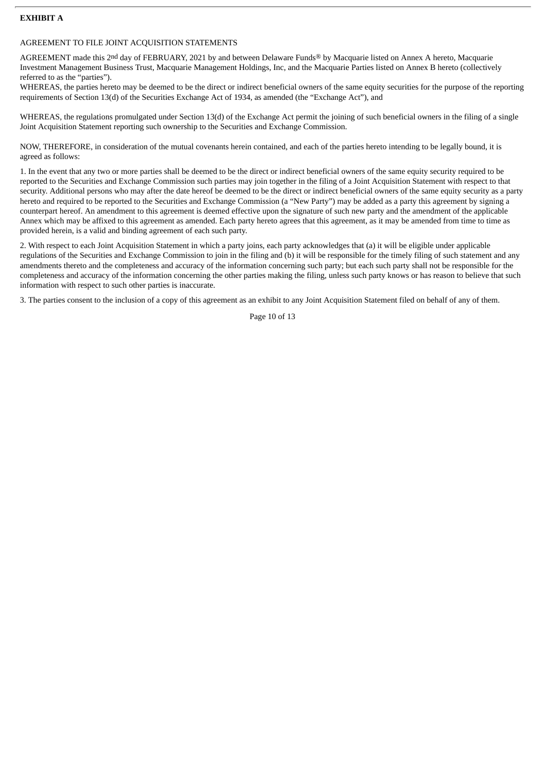**EXHIBIT A**

AGREEMENT TO FILE JOINT ACQUISITION STATEMENTS

AGREEMENT made this 2nd day of FEBRUARY, 2021 by and between Delaware Funds® by Macquarie listed on Annex A hereto, Macquarie Investment Management Business Trust, Macquarie Management Holdings, Inc, and the Macquarie Parties listed on Annex B hereto (collectively referred to as the "parties").

WHEREAS, the parties hereto may be deemed to be the direct or indirect beneficial owners of the same equity securities for the purpose of the reporting requirements of Section 13(d) of the Securities Exchange Act of 1934, as amended (the "Exchange Act"), and

WHEREAS, the regulations promulgated under Section 13(d) of the Exchange Act permit the joining of such beneficial owners in the filing of a single Joint Acquisition Statement reporting such ownership to the Securities and Exchange Commission.

NOW, THEREFORE, in consideration of the mutual covenants herein contained, and each of the parties hereto intending to be legally bound, it is agreed as follows:

1. In the event that any two or more parties shall be deemed to be the direct or indirect beneficial owners of the same equity security required to be reported to the Securities and Exchange Commission such parties may join together in the filing of a Joint Acquisition Statement with respect to that security. Additional persons who may after the date hereof be deemed to be the direct or indirect beneficial owners of the same equity security as a party hereto and required to be reported to the Securities and Exchange Commission (a "New Party") may be added as a party this agreement by signing a counterpart hereof. An amendment to this agreement is deemed effective upon the signature of such new party and the amendment of the applicable Annex which may be affixed to this agreement as amended. Each party hereto agrees that this agreement, as it may be amended from time to time as provided herein, is a valid and binding agreement of each such party.

2. With respect to each Joint Acquisition Statement in which a party joins, each party acknowledges that (a) it will be eligible under applicable regulations of the Securities and Exchange Commission to join in the filing and (b) it will be responsible for the timely filing of such statement and any amendments thereto and the completeness and accuracy of the information concerning such party; but each such party shall not be responsible for the completeness and accuracy of the information concerning the other parties making the filing, unless such party knows or has reason to believe that such information with respect to such other parties is inaccurate.

3. The parties consent to the inclusion of a copy of this agreement as an exhibit to any Joint Acquisition Statement filed on behalf of any of them.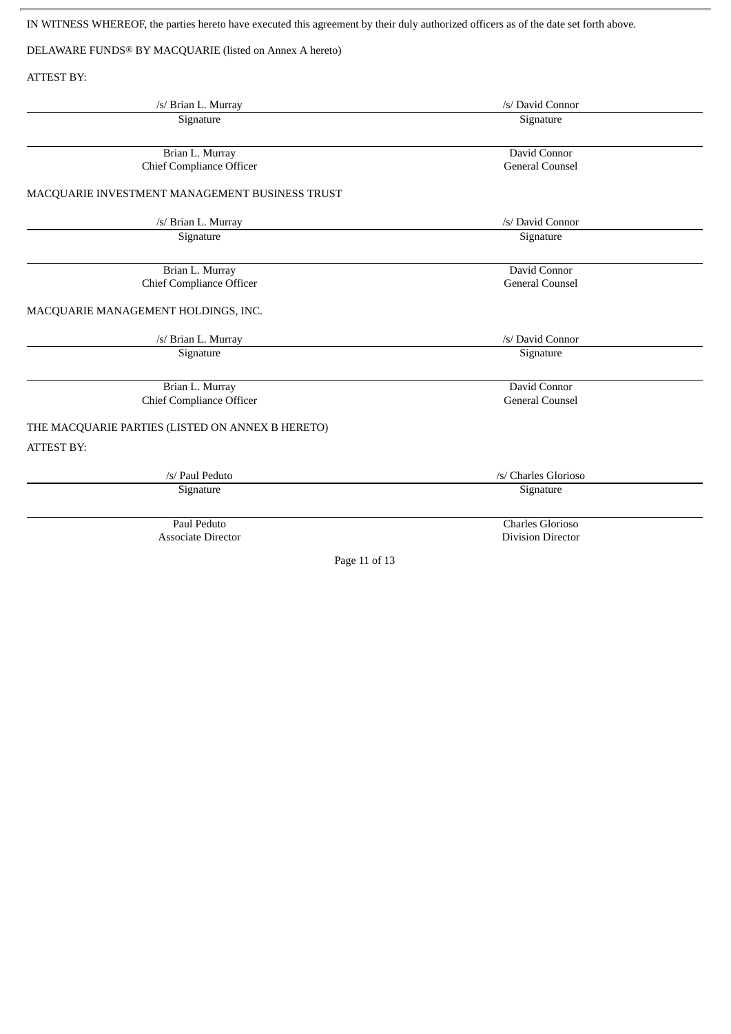IN WITNESS WHEREOF, the parties hereto have executed this agreement by their duly authorized officers as of the date set forth above.

DELAWARE FUNDS® BY MACQUARIE (listed on Annex A hereto)

ATTEST BY:

| /s/ Brian L. Murray | /s/ David Connor |
|---|---|
| Signature | Signature |
| Brian L. Murray<br>Chief Compliance Officer | David Connor<br>General Counsel |

MACQUARIE INVESTMENT MANAGEMENT BUSINESS TRUST

| /s/ Brian L. Murray | /s/ David Connor |
|---|---|
| Signature | Signature |
| Brian L. Murray<br>Chief Compliance Officer | David Connor<br>General Counsel |

MACQUARIE MANAGEMENT HOLDINGS, INC.

| /s/ Brian L. Murray | /s/ David Connor |
|---|---|
| Signature | Signature |
| Brian L. Murray<br>Chief Compliance Officer | David Connor<br>General Counsel |

THE MACQUARIE PARTIES (LISTED ON ANNEX B HERETO)

ATTEST BY:

| /s/ Paul Peduto | /s/ Charles Glorioso |
|---|---|
| Signature | Signature |
| Paul Peduto<br>Associate Director | Charles Glorioso<br>Division Director |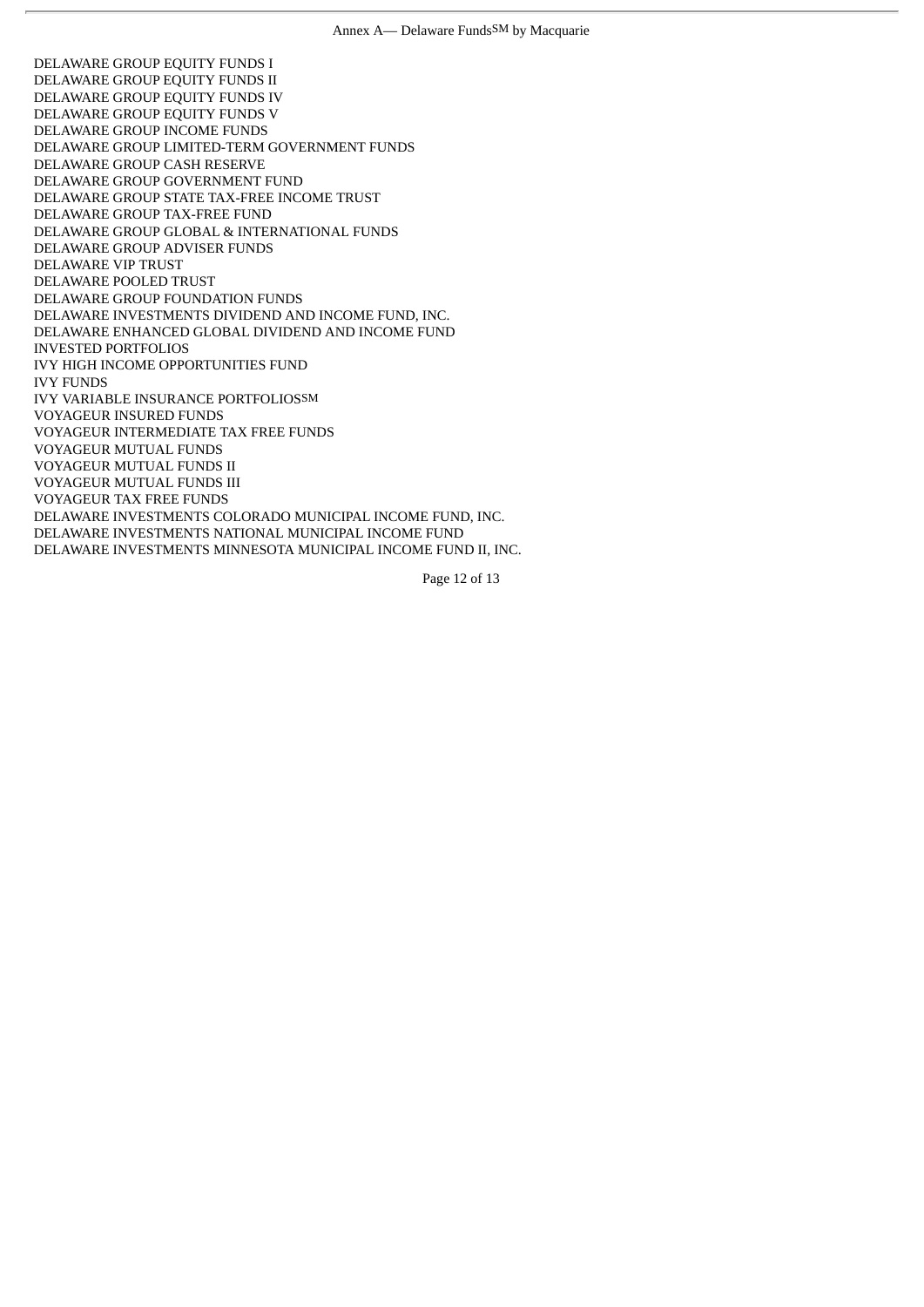Annex A— Delaware Funds℠ by Macquarie

DELAWARE GROUP EQUITY FUNDS I
DELAWARE GROUP EQUITY FUNDS II
DELAWARE GROUP EQUITY FUNDS IV
DELAWARE GROUP EQUITY FUNDS V
DELAWARE GROUP INCOME FUNDS
DELAWARE GROUP LIMITED-TERM GOVERNMENT FUNDS
DELAWARE GROUP CASH RESERVE
DELAWARE GROUP GOVERNMENT FUND
DELAWARE GROUP STATE TAX-FREE INCOME TRUST
DELAWARE GROUP TAX-FREE FUND
DELAWARE GROUP GLOBAL & INTERNATIONAL FUNDS
DELAWARE GROUP ADVISER FUNDS
DELAWARE VIP TRUST
DELAWARE POOLED TRUST
DELAWARE GROUP FOUNDATION FUNDS
DELAWARE INVESTMENTS DIVIDEND AND INCOME FUND, INC.
DELAWARE ENHANCED GLOBAL DIVIDEND AND INCOME FUND
INVESTED PORTFOLIOS
IVY HIGH INCOME OPPORTUNITIES FUND
IVY FUNDS
IVY VARIABLE INSURANCE PORTFOLIOS℠
VOYAGEUR INSURED FUNDS
VOYAGEUR INTERMEDIATE TAX FREE FUNDS
VOYAGEUR MUTUAL FUNDS
VOYAGEUR MUTUAL FUNDS II
VOYAGEUR MUTUAL FUNDS III
VOYAGEUR TAX FREE FUNDS
DELAWARE INVESTMENTS COLORADO MUNICIPAL INCOME FUND, INC.
DELAWARE INVESTMENTS NATIONAL MUNICIPAL INCOME FUND
DELAWARE INVESTMENTS MINNESOTA MUNICIPAL INCOME FUND II, INC.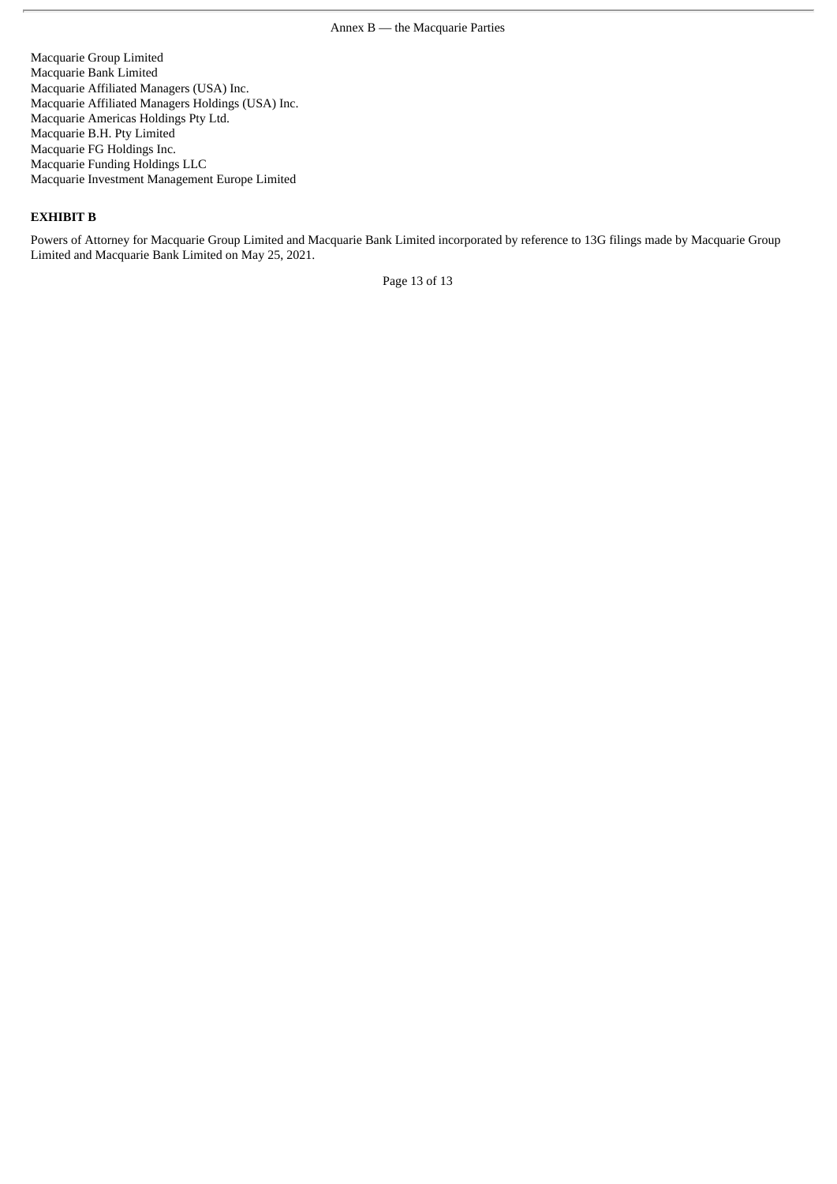Annex B — the Macquarie Parties

Macquarie Group Limited
Macquarie Bank Limited
Macquarie Affiliated Managers (USA) Inc.
Macquarie Affiliated Managers Holdings (USA) Inc.
Macquarie Americas Holdings Pty Ltd.
Macquarie B.H. Pty Limited
Macquarie FG Holdings Inc.
Macquarie Funding Holdings LLC
Macquarie Investment Management Europe Limited

**EXHIBIT B**

Powers of Attorney for Macquarie Group Limited and Macquarie Bank Limited incorporated by reference to 13G filings made by Macquarie Group Limited and Macquarie Bank Limited on May 25, 2021.